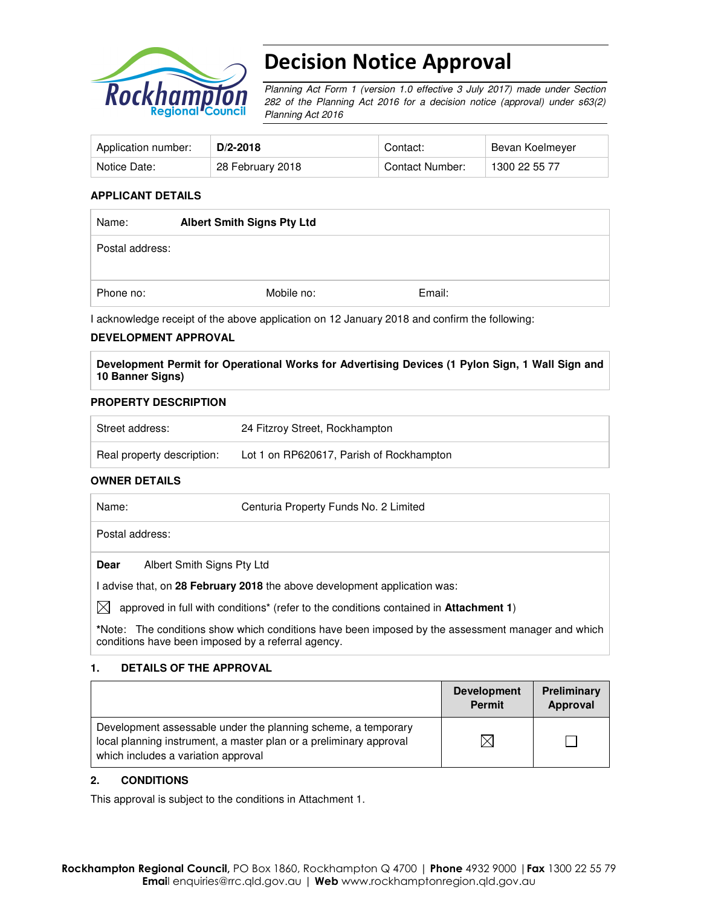# Decision Notice Approval

*Planning Act Form 1 (version 1.0 effective 3 July 2017) made under Section 282 of the Planning Act 2016 for a decision notice (approval) under s63(2) Planning Act 2016*

| Application number: | **D/2-2018** | Contact: | Bevan Koelmeyer |
|---|---|---|---|
| Notice Date: | 28 February 2018 | Contact Number: | 1300 22 55 77 |

### APPLICANT DETAILS

| Name: | **Albert Smith Signs Pty Ltd** | |
|---|---|---|
| Postal address: | | |
| Phone no: | Mobile no: | Email: |

I acknowledge receipt of the above application on 12 January 2018 and confirm the following:

### DEVELOPMENT APPROVAL

**Development Permit for Operational Works for Advertising Devices (1 Pylon Sign, 1 Wall Sign and 10 Banner Signs)**

### PROPERTY DESCRIPTION

| Street address: | 24 Fitzroy Street, Rockhampton |
|---|---|
| Real property description: | Lot 1 on RP620617, Parish of Rockhampton |

### OWNER DETAILS

| Name: | Centuria Property Funds No. 2 Limited |
|---|---|
| Postal address: | |

**Dear** Albert Smith Signs Pty Ltd

I advise that, on **28 February 2018** the above development application was:

☒ approved in full with conditions* (refer to the conditions contained in **Attachment 1**)

*Note: The conditions show which conditions have been imposed by the assessment manager and which conditions have been imposed by a referral agency.

### 1. DETAILS OF THE APPROVAL

| | Development Permit | Preliminary Approval |
|---|---|---|
| Development assessable under the planning scheme, a temporary local planning instrument, a master plan or a preliminary approval which includes a variation approval | ☒ | ☐ |

### 2. CONDITIONS

This approval is subject to the conditions in Attachment 1.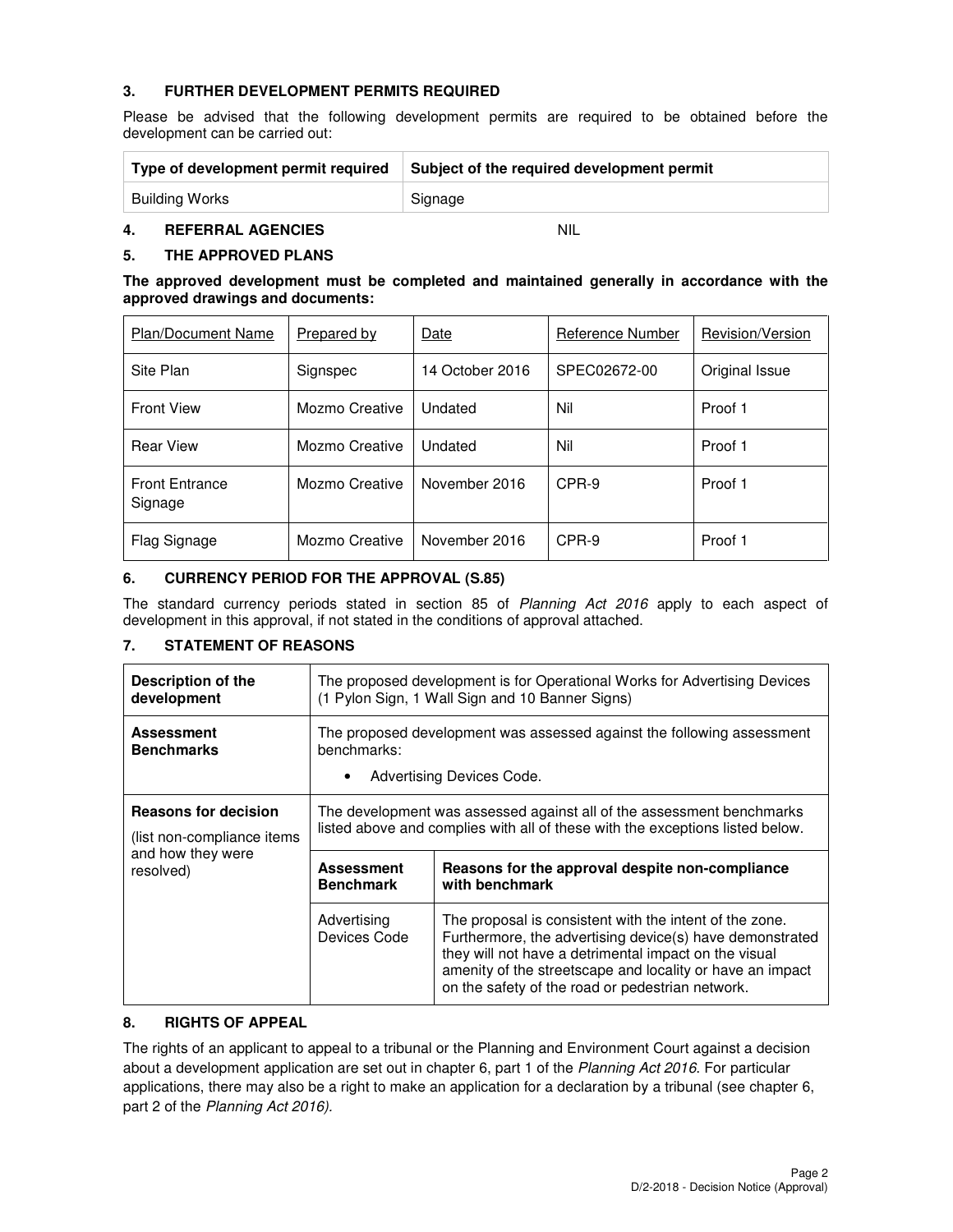## 3. FURTHER DEVELOPMENT PERMITS REQUIRED

Please be advised that the following development permits are required to be obtained before the development can be carried out:

| Type of development permit required | Subject of the required development permit |
|---|---|
| Building Works | Signage |

## 4. REFERRAL AGENCIES NIL

## 5. THE APPROVED PLANS

**The approved development must be completed and maintained generally in accordance with the approved drawings and documents:**

| Plan/Document Name | Prepared by | Date | Reference Number | Revision/Version |
|---|---|---|---|---|
| Site Plan | Signspec | 14 October 2016 | SPEC02672-00 | Original Issue |
| Front View | Mozmo Creative | Undated | Nil | Proof 1 |
| Rear View | Mozmo Creative | Undated | Nil | Proof 1 |
| Front Entrance Signage | Mozmo Creative | November 2016 | CPR-9 | Proof 1 |
| Flag Signage | Mozmo Creative | November 2016 | CPR-9 | Proof 1 |

## 6. CURRENCY PERIOD FOR THE APPROVAL (S.85)

The standard currency periods stated in section 85 of *Planning Act 2016* apply to each aspect of development in this approval, if not stated in the conditions of approval attached.

## 7. STATEMENT OF REASONS

| | | |
|---|---|---|
| **Description of the development** | The proposed development is for Operational Works for Advertising Devices (1 Pylon Sign, 1 Wall Sign and 10 Banner Signs) | |
| **Assessment Benchmarks** | The proposed development was assessed against the following assessment benchmarks:<br>• Advertising Devices Code. | |
| **Reasons for decision** (list non-compliance items and how they were resolved) | The development was assessed against all of the assessment benchmarks listed above and complies with all of these with the exceptions listed below. | |
| | **Assessment Benchmark** | **Reasons for the approval despite non-compliance with benchmark** |
| | Advertising Devices Code | The proposal is consistent with the intent of the zone. Furthermore, the advertising device(s) have demonstrated they will not have a detrimental impact on the visual amenity of the streetscape and locality or have an impact on the safety of the road or pedestrian network. |

## 8. RIGHTS OF APPEAL

The rights of an applicant to appeal to a tribunal or the Planning and Environment Court against a decision about a development application are set out in chapter 6, part 1 of the *Planning Act 2016*. For particular applications, there may also be a right to make an application for a declaration by a tribunal (see chapter 6, part 2 of the *Planning Act 2016).*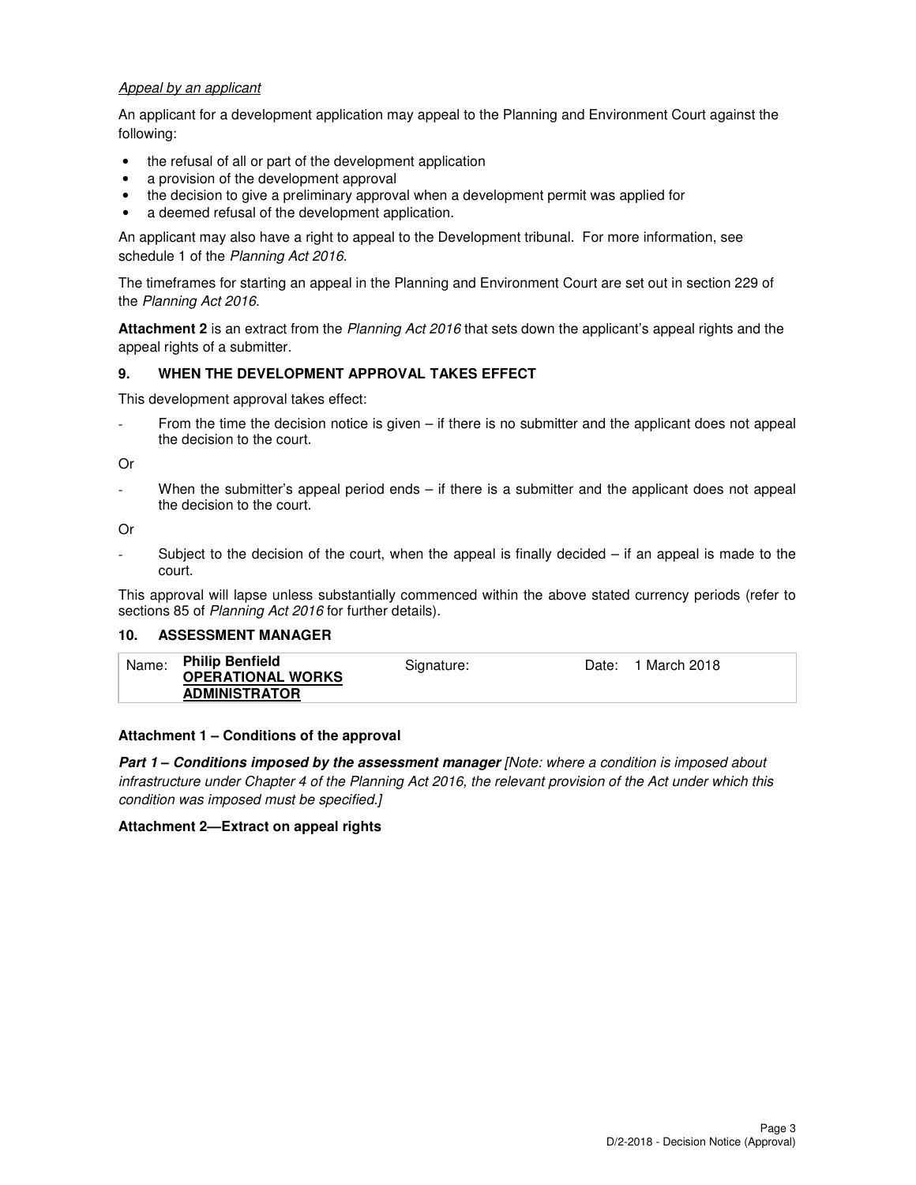*Appeal by an applicant*

An applicant for a development application may appeal to the Planning and Environment Court against the following:

- the refusal of all or part of the development application
- a provision of the development approval
- the decision to give a preliminary approval when a development permit was applied for
- a deemed refusal of the development application.

An applicant may also have a right to appeal to the Development tribunal. For more information, see schedule 1 of the *Planning Act 2016*.

The timeframes for starting an appeal in the Planning and Environment Court are set out in section 229 of the *Planning Act 2016*.

**Attachment 2** is an extract from the *Planning Act 2016* that sets down the applicant's appeal rights and the appeal rights of a submitter.

## 9. WHEN THE DEVELOPMENT APPROVAL TAKES EFFECT

This development approval takes effect:

- From the time the decision notice is given – if there is no submitter and the applicant does not appeal the decision to the court.

Or

- When the submitter's appeal period ends – if there is a submitter and the applicant does not appeal the decision to the court.

Or

- Subject to the decision of the court, when the appeal is finally decided – if an appeal is made to the court.

This approval will lapse unless substantially commenced within the above stated currency periods (refer to sections 85 of *Planning Act 2016* for further details).

## 10. ASSESSMENT MANAGER

| Name: | **Philip Benfield** **OPERATIONAL WORKS ADMINISTRATOR** | Signature: | Date: | 1 March 2018 |
|---|---|---|---|---|

**Attachment 1 – Conditions of the approval**

***Part 1 – Conditions imposed by the assessment manager*** *[Note: where a condition is imposed about infrastructure under Chapter 4 of the Planning Act 2016, the relevant provision of the Act under which this condition was imposed must be specified.]*

**Attachment 2—Extract on appeal rights**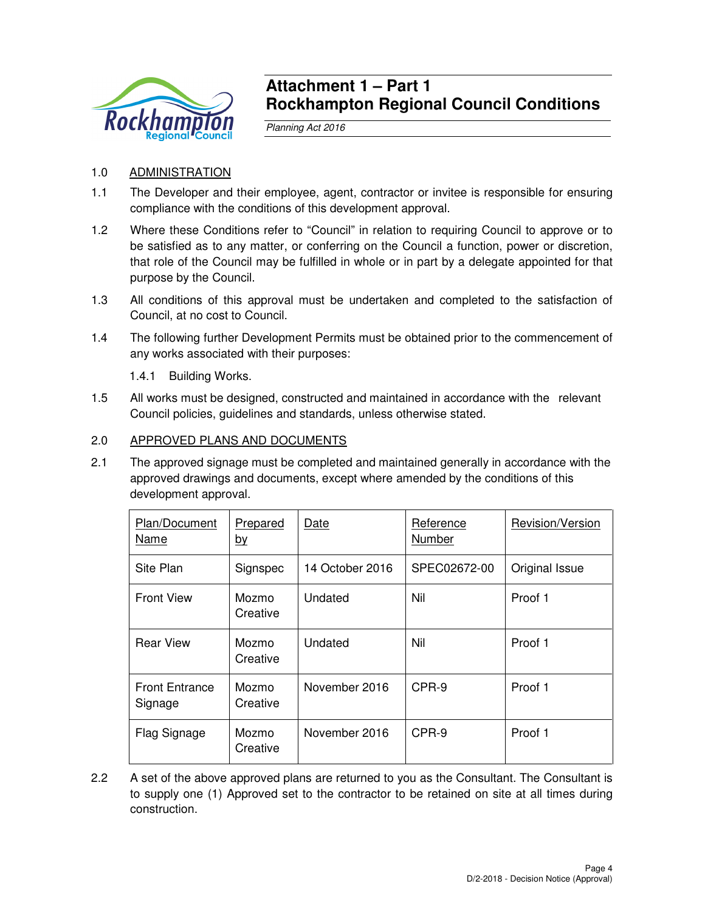# Attachment 1 – Part 1
# Rockhampton Regional Council Conditions

*Planning Act 2016*

1.0 ADMINISTRATION

1.1 The Developer and their employee, agent, contractor or invitee is responsible for ensuring compliance with the conditions of this development approval.

1.2 Where these Conditions refer to "Council" in relation to requiring Council to approve or to be satisfied as to any matter, or conferring on the Council a function, power or discretion, that role of the Council may be fulfilled in whole or in part by a delegate appointed for that purpose by the Council.

1.3 All conditions of this approval must be undertaken and completed to the satisfaction of Council, at no cost to Council.

1.4 The following further Development Permits must be obtained prior to the commencement of any works associated with their purposes:

1.4.1 Building Works.

1.5 All works must be designed, constructed and maintained in accordance with the relevant Council policies, guidelines and standards, unless otherwise stated.

2.0 APPROVED PLANS AND DOCUMENTS

2.1 The approved signage must be completed and maintained generally in accordance with the approved drawings and documents, except where amended by the conditions of this development approval.

| Plan/Document Name | Prepared by | Date | Reference Number | Revision/Version |
|---|---|---|---|---|
| Site Plan | Signspec | 14 October 2016 | SPEC02672-00 | Original Issue |
| Front View | Mozmo Creative | Undated | Nil | Proof 1 |
| Rear View | Mozmo Creative | Undated | Nil | Proof 1 |
| Front Entrance Signage | Mozmo Creative | November 2016 | CPR-9 | Proof 1 |
| Flag Signage | Mozmo Creative | November 2016 | CPR-9 | Proof 1 |

2.2 A set of the above approved plans are returned to you as the Consultant. The Consultant is to supply one (1) Approved set to the contractor to be retained on site at all times during construction.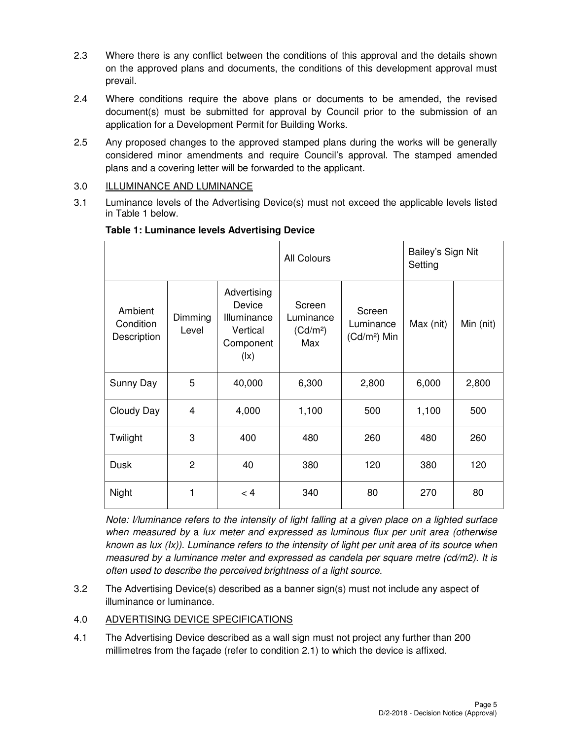2.3 Where there is any conflict between the conditions of this approval and the details shown on the approved plans and documents, the conditions of this development approval must prevail.

2.4 Where conditions require the above plans or documents to be amended, the revised document(s) must be submitted for approval by Council prior to the submission of an application for a Development Permit for Building Works.

2.5 Any proposed changes to the approved stamped plans during the works will be generally considered minor amendments and require Council's approval. The stamped amended plans and a covering letter will be forwarded to the applicant.

3.0 ILLUMINANCE AND LUMINANCE

3.1 Luminance levels of the Advertising Device(s) must not exceed the applicable levels listed in Table 1 below.

**Table 1: Luminance levels Advertising Device**

| | | | All Colours | | Bailey's Sign Nit Setting | |
|---|---|---|---|---|---|---|
| Ambient Condition Description | Dimming Level | Advertising Device Illuminance Vertical Component (lx) | Screen Luminance ($Cd/m^2$) Max | Screen Luminance ($Cd/m^2$) Min | Max (nit) | Min (nit) |
| Sunny Day | 5 | 40,000 | 6,300 | 2,800 | 6,000 | 2,800 |
| Cloudy Day | 4 | 4,000 | 1,100 | 500 | 1,100 | 500 |
| Twilight | 3 | 400 | 480 | 260 | 480 | 260 |
| Dusk | 2 | 40 | 380 | 120 | 380 | 120 |
| Night | 1 | < 4 | 340 | 80 | 270 | 80 |

*Note: I/luminance refers to the intensity of light falling at a given place on a lighted surface when measured by* a *lux meter and expressed as luminous flux per unit area (otherwise known as lux (lx)). Luminance refers to the intensity of light per unit area of its source when measured by a luminance meter and expressed as candela per square metre (cd/m2). It is often used to describe the perceived brightness of a light source.*

3.2 The Advertising Device(s) described as a banner sign(s) must not include any aspect of illuminance or luminance.

4.0 ADVERTISING DEVICE SPECIFICATIONS

4.1 The Advertising Device described as a wall sign must not project any further than 200 millimetres from the façade (refer to condition 2.1) to which the device is affixed.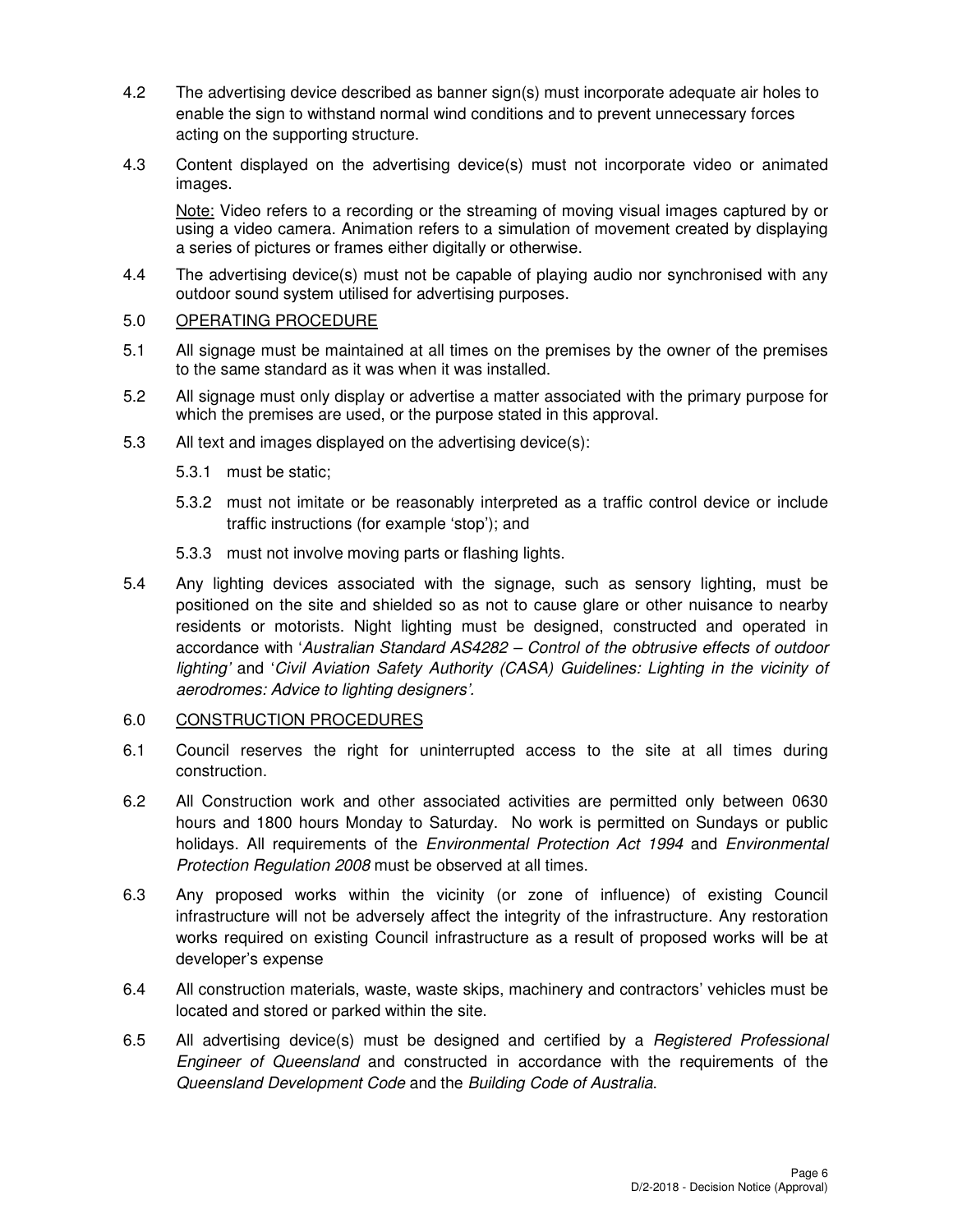4.2 The advertising device described as banner sign(s) must incorporate adequate air holes to enable the sign to withstand normal wind conditions and to prevent unnecessary forces acting on the supporting structure.

4.3 Content displayed on the advertising device(s) must not incorporate video or animated images.

<u>Note:</u> Video refers to a recording or the streaming of moving visual images captured by or using a video camera. Animation refers to a simulation of movement created by displaying a series of pictures or frames either digitally or otherwise.

4.4 The advertising device(s) must not be capable of playing audio nor synchronised with any outdoor sound system utilised for advertising purposes.

5.0 <u>OPERATING PROCEDURE</u>

5.1 All signage must be maintained at all times on the premises by the owner of the premises to the same standard as it was when it was installed.

5.2 All signage must only display or advertise a matter associated with the primary purpose for which the premises are used, or the purpose stated in this approval.

5.3 All text and images displayed on the advertising device(s):

5.3.1 must be static;

5.3.2 must not imitate or be reasonably interpreted as a traffic control device or include traffic instructions (for example 'stop'); and

5.3.3 must not involve moving parts or flashing lights.

5.4 Any lighting devices associated with the signage, such as sensory lighting, must be positioned on the site and shielded so as not to cause glare or other nuisance to nearby residents or motorists. Night lighting must be designed, constructed and operated in accordance with '*Australian Standard AS4282 – Control of the obtrusive effects of outdoor lighting*' and '*Civil Aviation Safety Authority (CASA) Guidelines: Lighting in the vicinity of aerodromes: Advice to lighting designers*'.

6.0 <u>CONSTRUCTION PROCEDURES</u>

6.1 Council reserves the right for uninterrupted access to the site at all times during construction.

6.2 All Construction work and other associated activities are permitted only between 0630 hours and 1800 hours Monday to Saturday. No work is permitted on Sundays or public holidays. All requirements of the *Environmental Protection Act 1994* and *Environmental Protection Regulation 2008* must be observed at all times.

6.3 Any proposed works within the vicinity (or zone of influence) of existing Council infrastructure will not be adversely affect the integrity of the infrastructure. Any restoration works required on existing Council infrastructure as a result of proposed works will be at developer's expense

6.4 All construction materials, waste, waste skips, machinery and contractors' vehicles must be located and stored or parked within the site.

6.5 All advertising device(s) must be designed and certified by a *Registered Professional Engineer of Queensland* and constructed in accordance with the requirements of the *Queensland Development Code* and the *Building Code of Australia*.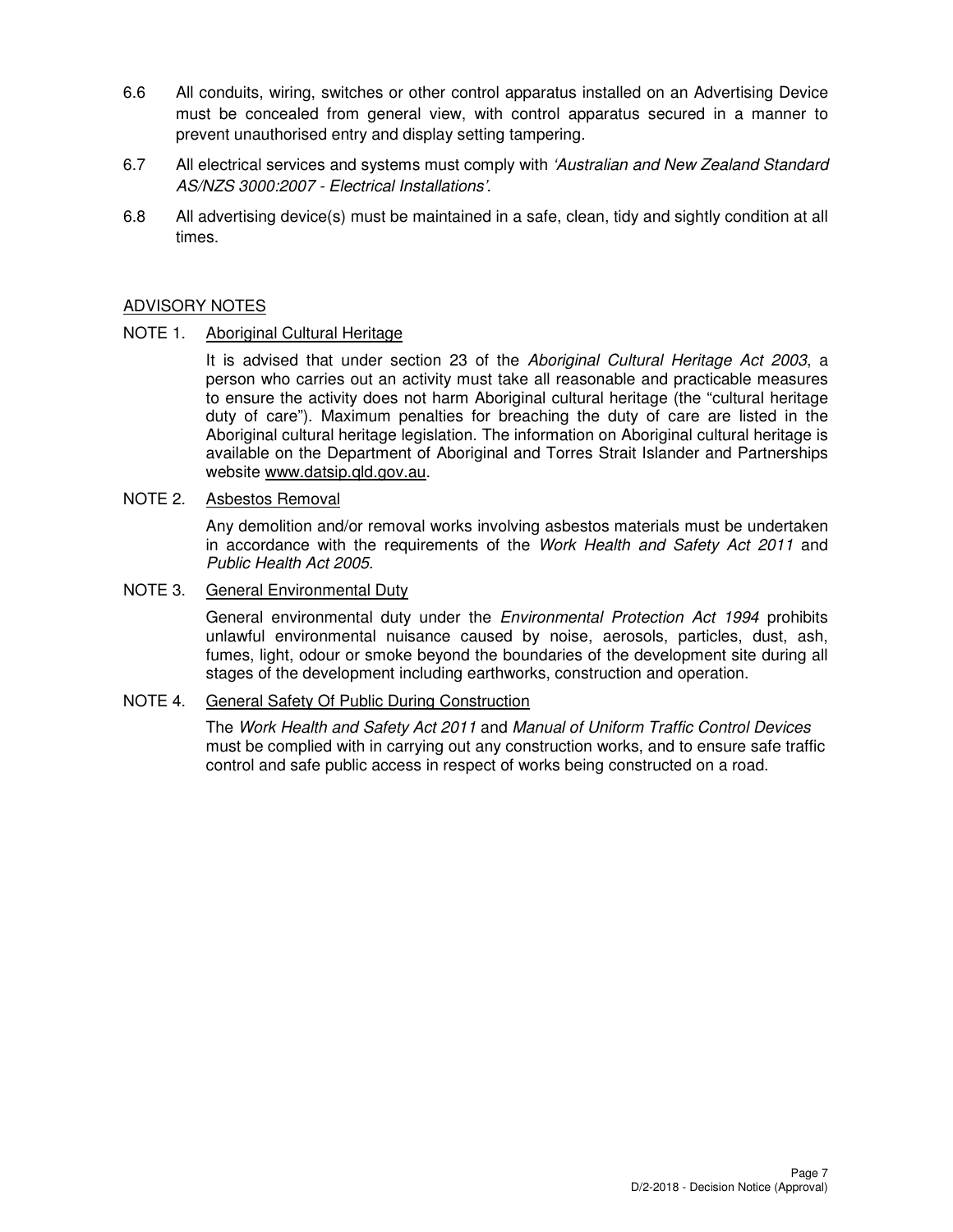6.6 All conduits, wiring, switches or other control apparatus installed on an Advertising Device must be concealed from general view, with control apparatus secured in a manner to prevent unauthorised entry and display setting tampering.

6.7 All electrical services and systems must comply with *'Australian and New Zealand Standard AS/NZS 3000:2007 - Electrical Installations'*.

6.8 All advertising device(s) must be maintained in a safe, clean, tidy and sightly condition at all times.

## ADVISORY NOTES

NOTE 1. Aboriginal Cultural Heritage

It is advised that under section 23 of the *Aboriginal Cultural Heritage Act 2003*, a person who carries out an activity must take all reasonable and practicable measures to ensure the activity does not harm Aboriginal cultural heritage (the "cultural heritage duty of care"). Maximum penalties for breaching the duty of care are listed in the Aboriginal cultural heritage legislation. The information on Aboriginal cultural heritage is available on the Department of Aboriginal and Torres Strait Islander and Partnerships website www.datsip.qld.gov.au.

NOTE 2. Asbestos Removal

Any demolition and/or removal works involving asbestos materials must be undertaken in accordance with the requirements of the *Work Health and Safety Act 2011* and *Public Health Act 2005*.

NOTE 3. General Environmental Duty

General environmental duty under the *Environmental Protection Act 1994* prohibits unlawful environmental nuisance caused by noise, aerosols, particles, dust, ash, fumes, light, odour or smoke beyond the boundaries of the development site during all stages of the development including earthworks, construction and operation.

NOTE 4. General Safety Of Public During Construction

The *Work Health and Safety Act 2011* and *Manual of Uniform Traffic Control Devices* must be complied with in carrying out any construction works, and to ensure safe traffic control and safe public access in respect of works being constructed on a road.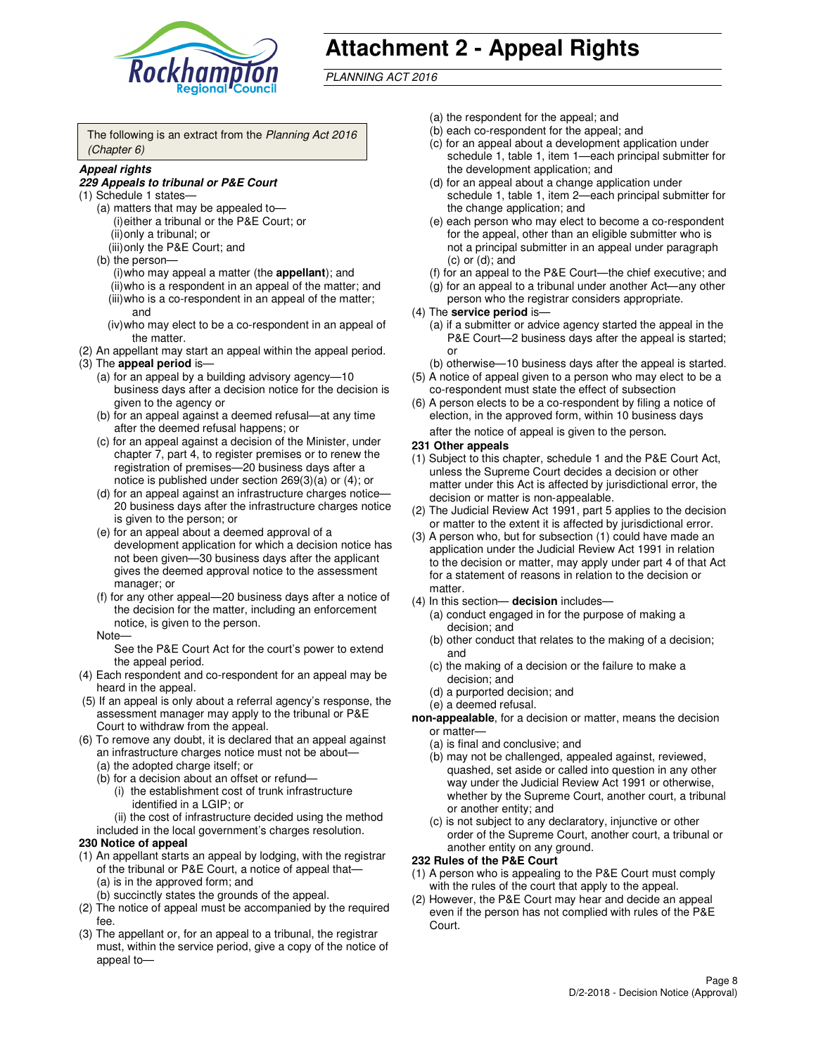# Attachment 2 - Appeal Rights

*PLANNING ACT 2016*

The following is an extract from the *Planning Act 2016 (Chapter 6)*

***Appeal rights***

***229 Appeals to tribunal or P&E Court***

(1) Schedule 1 states—
- (a) matters that may be appealed to—
  - (i) either a tribunal or the P&E Court; or
  - (ii) only a tribunal; or
  - (iii) only the P&E Court; and
- (b) the person—
  - (i) who may appeal a matter (the **appellant**); and
  - (ii) who is a respondent in an appeal of the matter; and
  - (iii) who is a co-respondent in an appeal of the matter; and
  - (iv) who may elect to be a co-respondent in an appeal of the matter.

(2) An appellant may start an appeal within the appeal period.

(3) The **appeal period** is—
- (a) for an appeal by a building advisory agency—10 business days after a decision notice for the decision is given to the agency or
- (b) for an appeal against a deemed refusal—at any time after the deemed refusal happens; or
- (c) for an appeal against a decision of the Minister, under chapter 7, part 4, to register premises or to renew the registration of premises—20 business days after a notice is published under section 269(3)(a) or (4); or
- (d) for an appeal against an infrastructure charges notice—20 business days after the infrastructure charges notice is given to the person; or
- (e) for an appeal about a deemed approval of a development application for which a decision notice has not been given—30 business days after the applicant gives the deemed approval notice to the assessment manager; or
- (f) for any other appeal—20 business days after a notice of the decision for the matter, including an enforcement notice, is given to the person.

Note—

See the P&E Court Act for the court's power to extend the appeal period.

(4) Each respondent and co-respondent for an appeal may be heard in the appeal.

(5) If an appeal is only about a referral agency's response, the assessment manager may apply to the tribunal or P&E Court to withdraw from the appeal.

(6) To remove any doubt, it is declared that an appeal against an infrastructure charges notice must not be about—
- (a) the adopted charge itself; or
- (b) for a decision about an offset or refund—
  - (i) the establishment cost of trunk infrastructure identified in a LGIP; or
  - (ii) the cost of infrastructure decided using the method

included in the local government's charges resolution.

**230 Notice of appeal**

(1) An appellant starts an appeal by lodging, with the registrar of the tribunal or P&E Court, a notice of appeal that—
- (a) is in the approved form; and
- (b) succinctly states the grounds of the appeal.

(2) The notice of appeal must be accompanied by the required fee.

(3) The appellant or, for an appeal to a tribunal, the registrar must, within the service period, give a copy of the notice of appeal to—
- (a) the respondent for the appeal; and
- (b) each co-respondent for the appeal; and
- (c) for an appeal about a development application under schedule 1, table 1, item 1—each principal submitter for the development application; and
- (d) for an appeal about a change application under schedule 1, table 1, item 2—each principal submitter for the change application; and
- (e) each person who may elect to become a co-respondent for the appeal, other than an eligible submitter who is not a principal submitter in an appeal under paragraph (c) or (d); and
- (f) for an appeal to the P&E Court—the chief executive; and
- (g) for an appeal to a tribunal under another Act—any other person who the registrar considers appropriate.

(4) The **service period** is—
- (a) if a submitter or advice agency started the appeal in the P&E Court—2 business days after the appeal is started; or
- (b) otherwise—10 business days after the appeal is started.

(5) A notice of appeal given to a person who may elect to be a co-respondent must state the effect of subsection

(6) A person elects to be a co-respondent by filing a notice of election, in the approved form, within 10 business days after the notice of appeal is given to the person.

**231 Other appeals**

(1) Subject to this chapter, schedule 1 and the P&E Court Act, unless the Supreme Court decides a decision or other matter under this Act is affected by jurisdictional error, the decision or matter is non-appealable.

(2) The Judicial Review Act 1991, part 5 applies to the decision or matter to the extent it is affected by jurisdictional error.

(3) A person who, but for subsection (1) could have made an application under the Judicial Review Act 1991 in relation to the decision or matter, may apply under part 4 of that Act for a statement of reasons in relation to the decision or matter.

(4) In this section— **decision** includes—
- (a) conduct engaged in for the purpose of making a decision; and
- (b) other conduct that relates to the making of a decision; and
- (c) the making of a decision or the failure to make a decision; and
- (d) a purported decision; and
- (e) a deemed refusal.

**non-appealable**, for a decision or matter, means the decision or matter—
- (a) is final and conclusive; and
- (b) may not be challenged, appealed against, reviewed, quashed, set aside or called into question in any other way under the Judicial Review Act 1991 or otherwise, whether by the Supreme Court, another court, a tribunal or another entity; and
- (c) is not subject to any declaratory, injunctive or other order of the Supreme Court, another court, a tribunal or another entity on any ground.

**232 Rules of the P&E Court**

(1) A person who is appealing to the P&E Court must comply with the rules of the court that apply to the appeal.

(2) However, the P&E Court may hear and decide an appeal even if the person has not complied with rules of the P&E Court.

D/2-2018 - Decision Notice (Approval)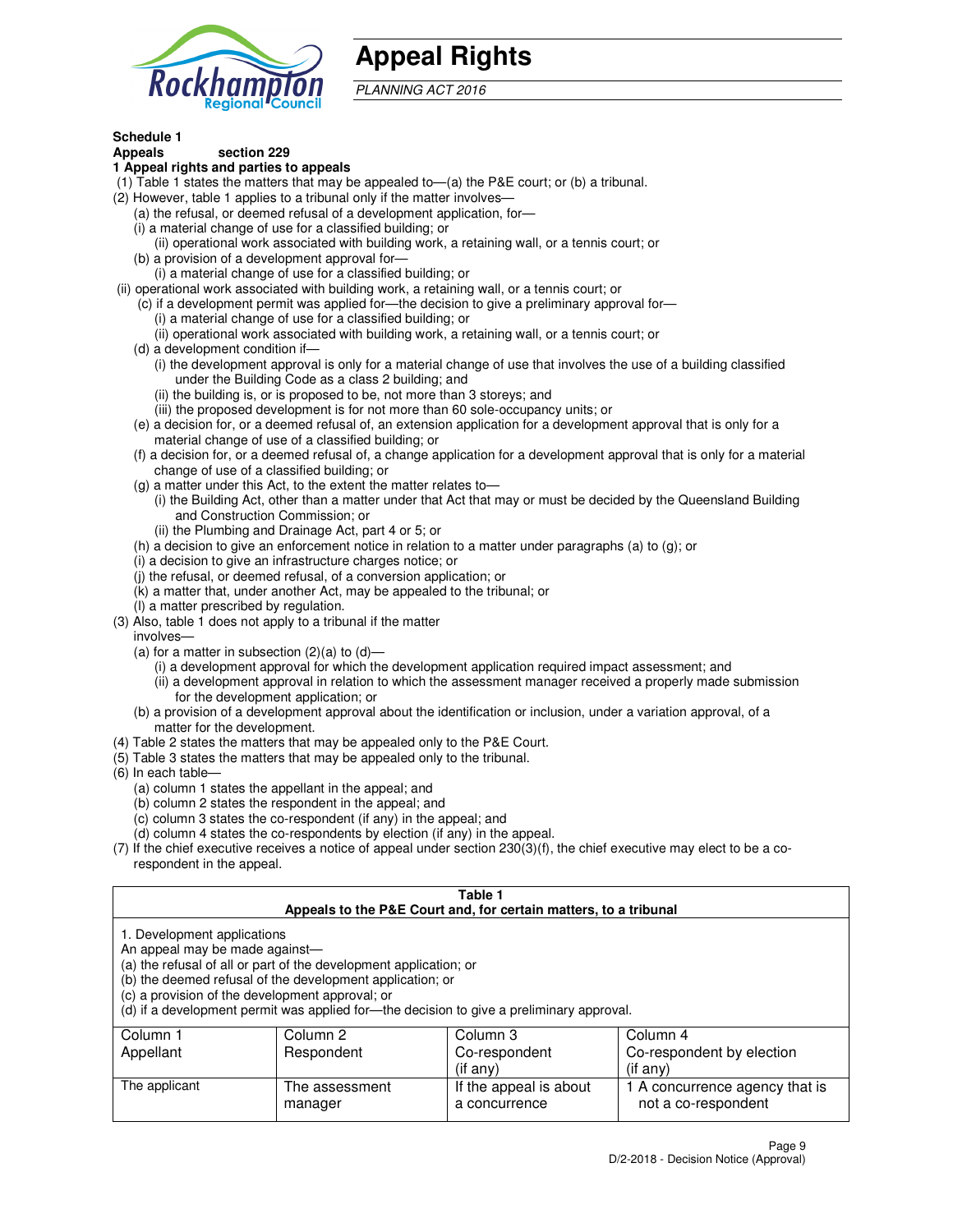# Appeal Rights

*PLANNING ACT 2016*

**Schedule 1**
**Appeals section 229**
**1 Appeal rights and parties to appeals**

(1) Table 1 states the matters that may be appealed to—(a) the P&E court; or (b) a tribunal.

(2) However, table 1 applies to a tribunal only if the matter involves—

(a) the refusal, or deemed refusal of a development application, for—

(i) a material change of use for a classified building; or

(ii) operational work associated with building work, a retaining wall, or a tennis court; or

(b) a provision of a development approval for—

(i) a material change of use for a classified building; or

(ii) operational work associated with building work, a retaining wall, or a tennis court; or

(c) if a development permit was applied for—the decision to give a preliminary approval for—

(i) a material change of use for a classified building; or

(ii) operational work associated with building work, a retaining wall, or a tennis court; or

(d) a development condition if—

(i) the development approval is only for a material change of use that involves the use of a building classified under the Building Code as a class 2 building; and

(ii) the building is, or is proposed to be, not more than 3 storeys; and

(iii) the proposed development is for not more than 60 sole-occupancy units; or

(e) a decision for, or a deemed refusal of, an extension application for a development approval that is only for a material change of use of a classified building; or

(f) a decision for, or a deemed refusal of, a change application for a development approval that is only for a material change of use of a classified building; or

(g) a matter under this Act, to the extent the matter relates to—

(i) the Building Act, other than a matter under that Act that may or must be decided by the Queensland Building and Construction Commission; or

(ii) the Plumbing and Drainage Act, part 4 or 5; or

(h) a decision to give an enforcement notice in relation to a matter under paragraphs (a) to (g); or

(i) a decision to give an infrastructure charges notice; or

(j) the refusal, or deemed refusal, of a conversion application; or

(k) a matter that, under another Act, may be appealed to the tribunal; or

(l) a matter prescribed by regulation.

(3) Also, table 1 does not apply to a tribunal if the matter involves—

(a) for a matter in subsection (2)(a) to (d)—

(i) a development approval for which the development application required impact assessment; and

(ii) a development approval in relation to which the assessment manager received a properly made submission for the development application; or

(b) a provision of a development approval about the identification or inclusion, under a variation approval, of a matter for the development.

(4) Table 2 states the matters that may be appealed only to the P&E Court.

(5) Table 3 states the matters that may be appealed only to the tribunal.

(6) In each table—

(a) column 1 states the appellant in the appeal; and

(b) column 2 states the respondent in the appeal; and

(c) column 3 states the co-respondent (if any) in the appeal; and

(d) column 4 states the co-respondents by election (if any) in the appeal.

(7) If the chief executive receives a notice of appeal under section 230(3)(f), the chief executive may elect to be a co-respondent in the appeal.

**Table 1**
**Appeals to the P&E Court and, for certain matters, to a tribunal**

1. Development applications
An appeal may be made against—
(a) the refusal of all or part of the development application; or
(b) the deemed refusal of the development application; or
(c) a provision of the development approval; or
(d) if a development permit was applied for—the decision to give a preliminary approval.

| Column 1<br>Appellant | Column 2<br>Respondent | Column 3<br>Co-respondent<br>(if any) | Column 4<br>Co-respondent by election<br>(if any) |
|---|---|---|---|
| The applicant | The assessment manager | If the appeal is about a concurrence | 1 A concurrence agency that is not a co-respondent |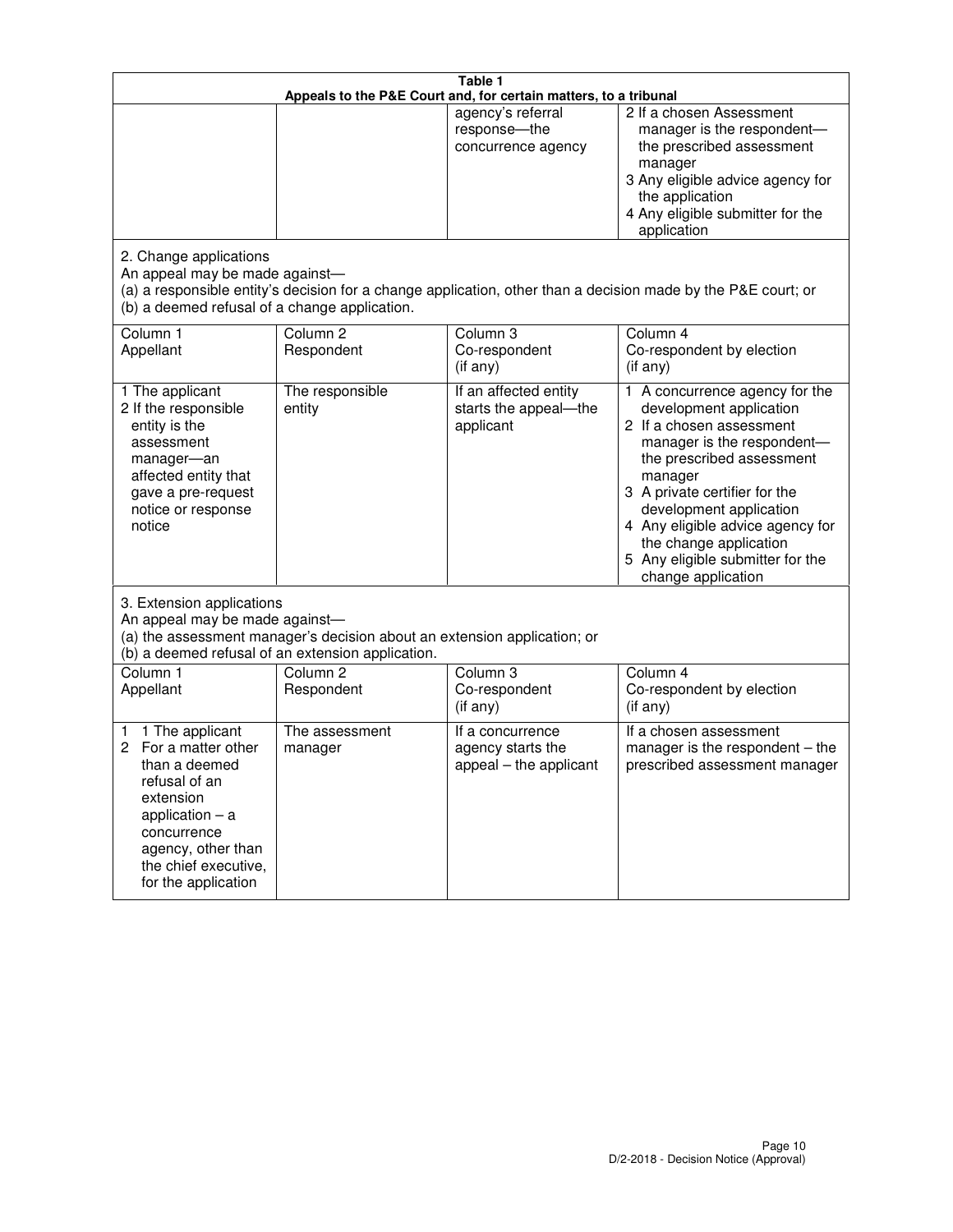**Table 1**
**Appeals to the P&E Court and, for certain matters, to a tribunal**

| | | | |
|---|---|---|---|
| | | agency's referral response—the concurrence agency | 2 If a chosen Assessment manager is the respondent—the prescribed assessment manager<br>3 Any eligible advice agency for the application<br>4 Any eligible submitter for the application |

2. Change applications
An appeal may be made against—
(a) a responsible entity's decision for a change application, other than a decision made by the P&E court; or
(b) a deemed refusal of a change application.

| Column 1<br>Appellant | Column 2<br>Respondent | Column 3<br>Co-respondent<br>(if any) | Column 4<br>Co-respondent by election<br>(if any) |
|---|---|---|---|
| 1 The applicant<br>2 If the responsible entity is the assessment manager—an affected entity that gave a pre-request notice or response notice | The responsible entity | If an affected entity starts the appeal—the applicant | 1 A concurrence agency for the development application<br>2 If a chosen assessment manager is the respondent—the prescribed assessment manager<br>3 A private certifier for the development application<br>4 Any eligible advice agency for the change application<br>5 Any eligible submitter for the change application |

3. Extension applications
An appeal may be made against—
(a) the assessment manager's decision about an extension application; or
(b) a deemed refusal of an extension application.

| Column 1<br>Appellant | Column 2<br>Respondent | Column 3<br>Co-respondent<br>(if any) | Column 4<br>Co-respondent by election<br>(if any) |
|---|---|---|---|
| 1 1 The applicant<br>2 For a matter other than a deemed refusal of an extension application – a concurrence agency, other than the chief executive, for the application | The assessment manager | If a concurrence agency starts the appeal – the applicant | If a chosen assessment manager is the respondent – the prescribed assessment manager |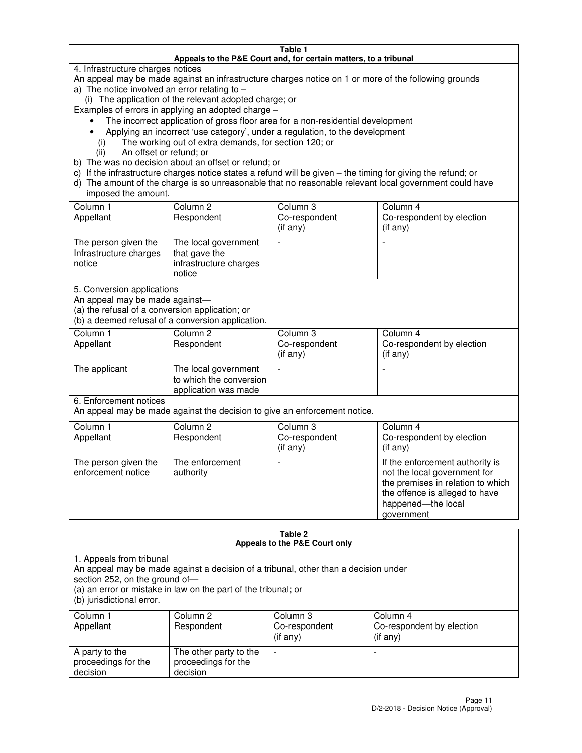**Table 1**
**Appeals to the P&E Court and, for certain matters, to a tribunal**

4. Infrastructure charges notices

An appeal may be made against an infrastructure charges notice on 1 or more of the following grounds

a) The notice involved an error relating to –
   (i) The application of the relevant adopted charge; or

Examples of errors in applying an adopted charge –

- The incorrect application of gross floor area for a non-residential development
- Applying an incorrect 'use category', under a regulation, to the development

   (i) The working out of extra demands, for section 120; or
   (ii) An offset or refund; or

b) The was no decision about an offset or refund; or
c) If the infrastructure charges notice states a refund will be given – the timing for giving the refund; or
d) The amount of the charge is so unreasonable that no reasonable relevant local government could have imposed the amount.

| Column 1<br>Appellant | Column 2<br>Respondent | Column 3<br>Co-respondent<br>(if any) | Column 4<br>Co-respondent by election<br>(if any) |
|---|---|---|---|
| The person given the Infrastructure charges notice | The local government that gave the infrastructure charges notice | - | - |

5. Conversion applications

An appeal may be made against—
(a) the refusal of a conversion application; or
(b) a deemed refusal of a conversion application.

| Column 1<br>Appellant | Column 2<br>Respondent | Column 3<br>Co-respondent<br>(if any) | Column 4<br>Co-respondent by election<br>(if any) |
|---|---|---|---|
| The applicant | The local government to which the conversion application was made | - | - |

6. Enforcement notices

An appeal may be made against the decision to give an enforcement notice.

| Column 1<br>Appellant | Column 2<br>Respondent | Column 3<br>Co-respondent<br>(if any) | Column 4<br>Co-respondent by election<br>(if any) |
|---|---|---|---|
| The person given the enforcement notice | The enforcement authority | - | If the enforcement authority is not the local government for the premises in relation to which the offence is alleged to have happened—the local government |

**Table 2**
**Appeals to the P&E Court only**

1. Appeals from tribunal

An appeal may be made against a decision of a tribunal, other than a decision under section 252, on the ground of—
(a) an error or mistake in law on the part of the tribunal; or
(b) jurisdictional error.

| Column 1<br>Appellant | Column 2<br>Respondent | Column 3<br>Co-respondent<br>(if any) | Column 4<br>Co-respondent by election<br>(if any) |
|---|---|---|---|
| A party to the proceedings for the decision | The other party to the proceedings for the decision | - | - |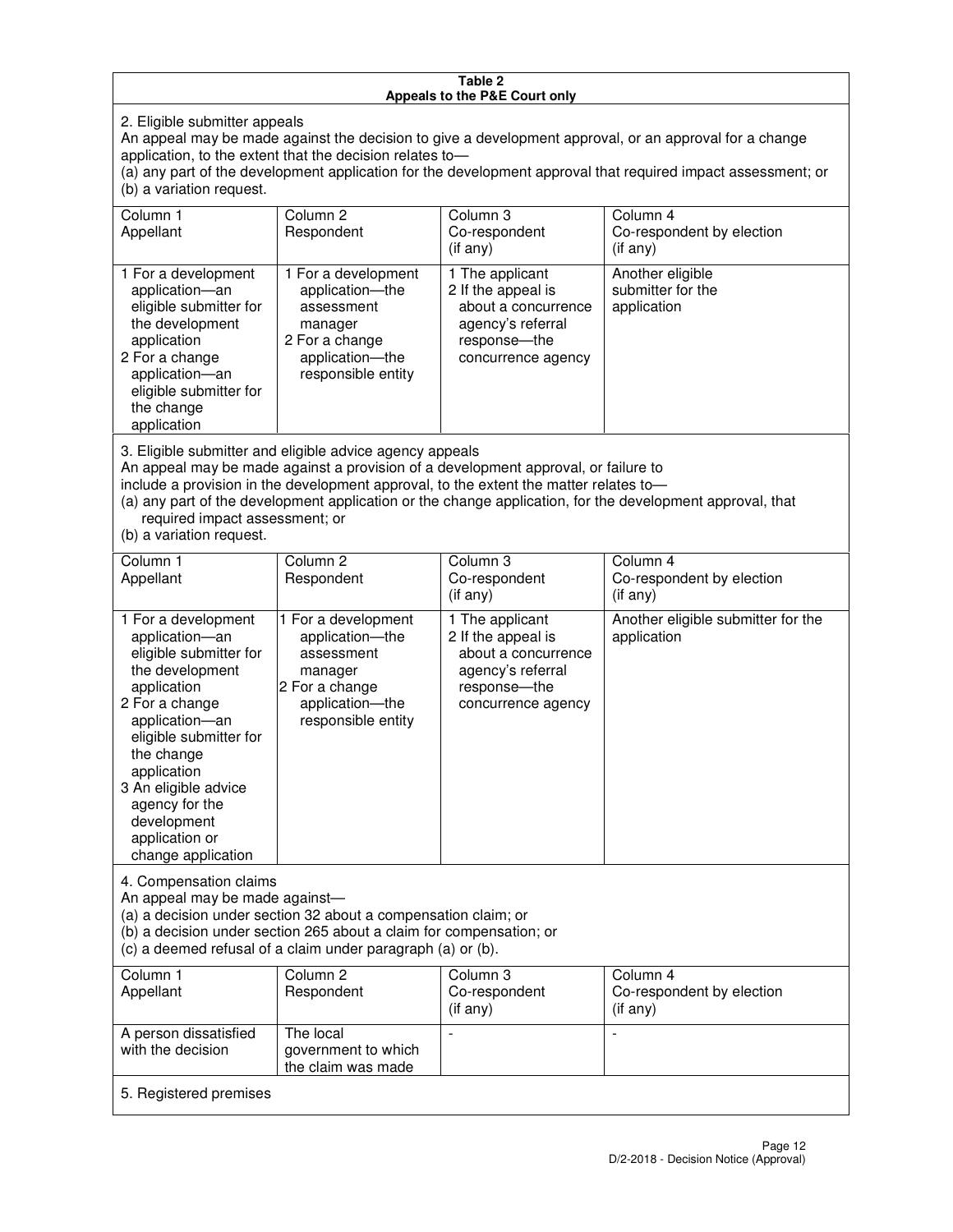**Table 2**
**Appeals to the P&E Court only**

2. Eligible submitter appeals

An appeal may be made against the decision to give a development approval, or an approval for a change application, to the extent that the decision relates to—

(a) any part of the development application for the development approval that required impact assessment; or

(b) a variation request.

| Column 1<br>Appellant | Column 2<br>Respondent | Column 3<br>Co-respondent<br>(if any) | Column 4<br>Co-respondent by election<br>(if any) |
|---|---|---|---|
| 1 For a development application—an eligible submitter for the development application<br>2 For a change application—an eligible submitter for the change application | 1 For a development application—the assessment manager<br>2 For a change application—the responsible entity | 1 The applicant<br>2 If the appeal is about a concurrence agency's referral response—the concurrence agency | Another eligible submitter for the application |

3. Eligible submitter and eligible advice agency appeals

An appeal may be made against a provision of a development approval, or failure to include a provision in the development approval, to the extent the matter relates to—

(a) any part of the development application or the change application, for the development approval, that required impact assessment; or

(b) a variation request.

| Column 1<br>Appellant | Column 2<br>Respondent | Column 3<br>Co-respondent<br>(if any) | Column 4<br>Co-respondent by election<br>(if any) |
|---|---|---|---|
| 1 For a development application—an eligible submitter for the development application<br>2 For a change application—an eligible submitter for the change application<br>3 An eligible advice agency for the development application or change application | 1 For a development application—the assessment manager<br>2 For a change application—the responsible entity | 1 The applicant<br>2 If the appeal is about a concurrence agency's referral response—the concurrence agency | Another eligible submitter for the application |

4. Compensation claims

An appeal may be made against—

(a) a decision under section 32 about a compensation claim; or

(b) a decision under section 265 about a claim for compensation; or

(c) a deemed refusal of a claim under paragraph (a) or (b).

| Column 1<br>Appellant | Column 2<br>Respondent | Column 3<br>Co-respondent<br>(if any) | Column 4<br>Co-respondent by election<br>(if any) |
|---|---|---|---|
| A person dissatisfied with the decision | The local government to which the claim was made | - | - |

5. Registered premises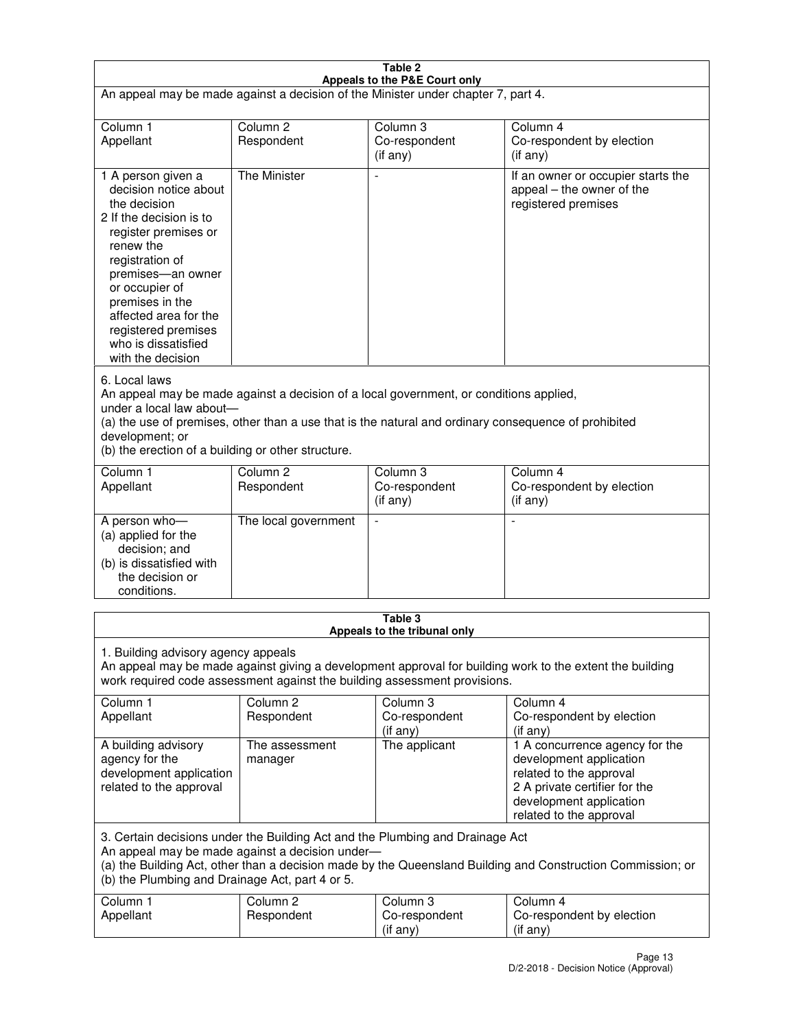| Table 2<br>Appeals to the P&E Court only | | | |
|---|---|---|---|
| An appeal may be made against a decision of the Minister under chapter 7, part 4. | | | |
| Column 1<br>Appellant | Column 2<br>Respondent | Column 3<br>Co-respondent<br>(if any) | Column 4<br>Co-respondent by election<br>(if any) |
| 1 A person given a decision notice about the decision<br>2 If the decision is to register premises or renew the registration of premises—an owner or occupier of premises in the affected area for the registered premises who is dissatisfied with the decision | The Minister | - | If an owner or occupier starts the appeal – the owner of the registered premises |
| 6. Local laws<br>An appeal may be made against a decision of a local government, or conditions applied, under a local law about—<br>(a) the use of premises, other than a use that is the natural and ordinary consequence of prohibited development; or<br>(b) the erection of a building or other structure. | | | |
| Column 1<br>Appellant | Column 2<br>Respondent | Column 3<br>Co-respondent<br>(if any) | Column 4<br>Co-respondent by election<br>(if any) |
| A person who—<br>(a) applied for the decision; and<br>(b) is dissatisfied with the decision or conditions. | The local government | - | - |

| Table 3<br>Appeals to the tribunal only | | | |
|---|---|---|---|
| 1. Building advisory agency appeals<br>An appeal may be made against giving a development approval for building work to the extent the building work required code assessment against the building assessment provisions. | | | |
| Column 1<br>Appellant | Column 2<br>Respondent | Column 3<br>Co-respondent<br>(if any) | Column 4<br>Co-respondent by election<br>(if any) |
| A building advisory agency for the development application related to the approval | The assessment manager | The applicant | 1 A concurrence agency for the development application related to the approval<br>2 A private certifier for the development application related to the approval |
| 3. Certain decisions under the Building Act and the Plumbing and Drainage Act<br>An appeal may be made against a decision under—<br>(a) the Building Act, other than a decision made by the Queensland Building and Construction Commission; or<br>(b) the Plumbing and Drainage Act, part 4 or 5. | | | |
| Column 1<br>Appellant | Column 2<br>Respondent | Column 3<br>Co-respondent<br>(if any) | Column 4<br>Co-respondent by election<br>(if any) |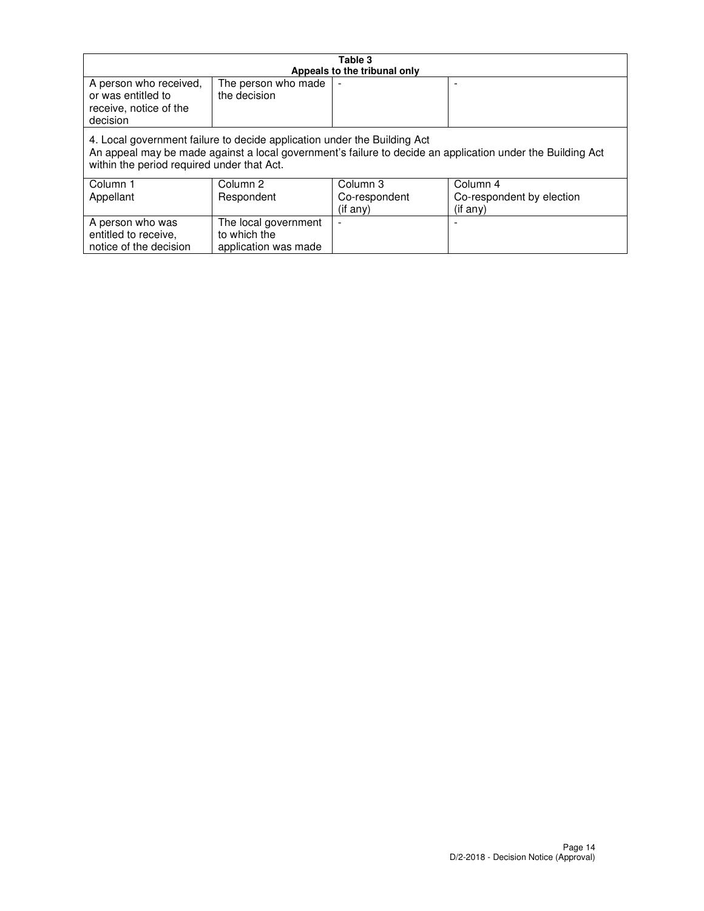| Table 3<br>Appeals to the tribunal only | | | |
|---|---|---|---|
| A person who received, or was entitled to receive, notice of the decision | The person who made the decision | - | - |

4. Local government failure to decide application under the Building Act
An appeal may be made against a local government's failure to decide an application under the Building Act within the period required under that Act.

| Column 1<br>Appellant | Column 2<br>Respondent | Column 3<br>Co-respondent<br>(if any) | Column 4<br>Co-respondent by election<br>(if any) |
|---|---|---|---|
| A person who was entitled to receive, notice of the decision | The local government to which the application was made | - | - |